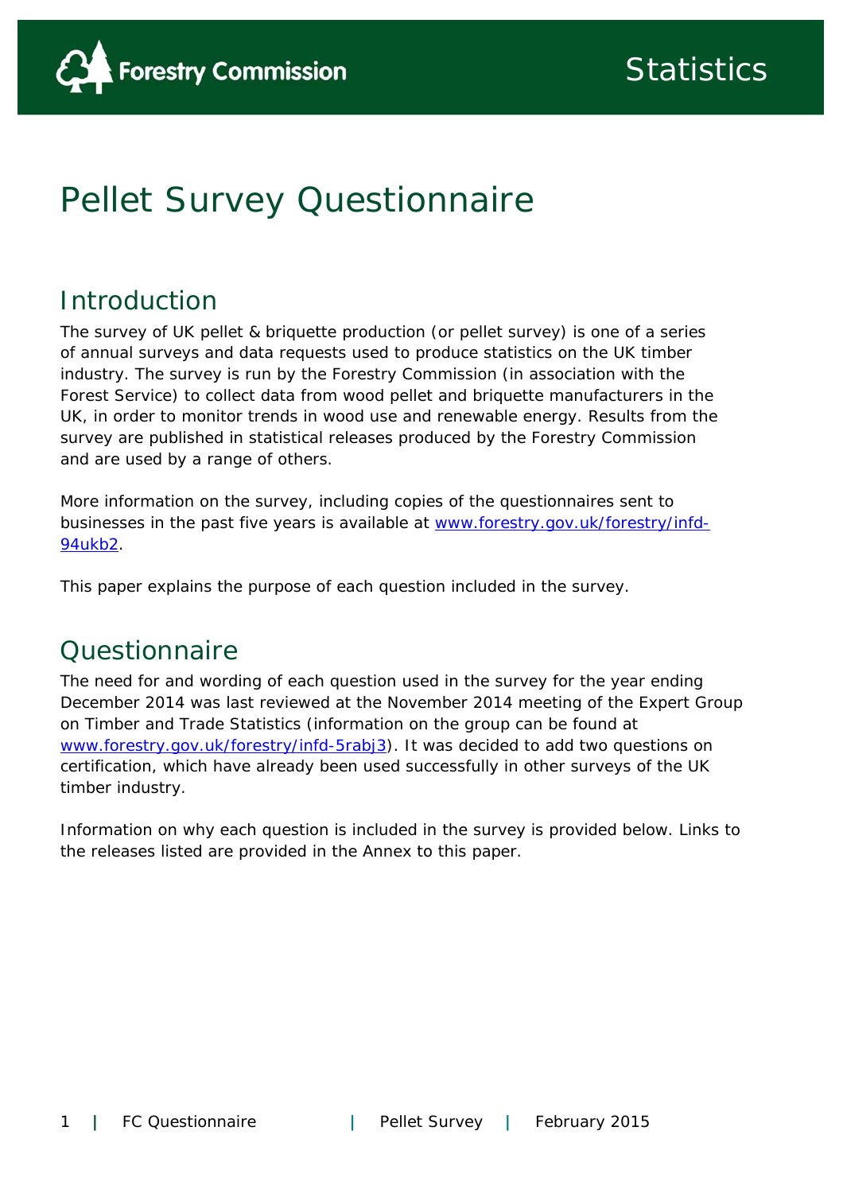# Pellet Survey Questionnaire

## Introduction

The survey of UK pellet & briquette production (or pellet survey) is one of a series of annual surveys and data requests used to produce statistics on the UK timber industry. The survey is run by the Forestry Commission (in association with the Forest Service) to collect data from wood pellet and briquette manufacturers in the UK, in order to monitor trends in wood use and renewable energy. Results from the survey are published in statistical releases produced by the Forestry Commission and are used by a range of others.

More information on the survey, including copies of the questionnaires sent to businesses in the past five years is available at www.forestry.gov.uk/forestry/infd-94ukb2.

This paper explains the purpose of each question included in the survey.

## Questionnaire

The need for and wording of each question used in the survey for the year ending December 2014 was last reviewed at the November 2014 meeting of the Expert Group on Timber and Trade Statistics (information on the group can be found at www.forestry.gov.uk/forestry/infd-5rabj3). It was decided to add two questions on certification, which have already been used successfully in other surveys of the UK timber industry.

Information on why each question is included in the survey is provided below. Links to the releases listed are provided in the Annex to this paper.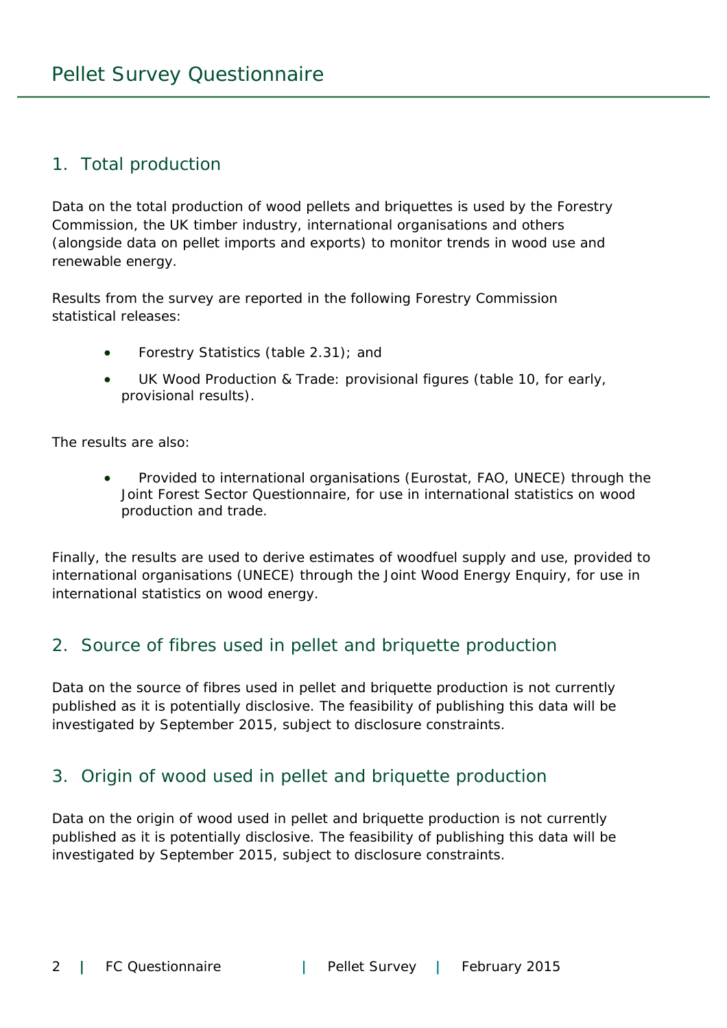# Pellet Survey Questionnaire

## 1. Total production

Data on the total production of wood pellets and briquettes is used by the Forestry Commission, the UK timber industry, international organisations and others (alongside data on pellet imports and exports) to monitor trends in wood use and renewable energy.

Results from the survey are reported in the following Forestry Commission statistical releases:

- Forestry Statistics (table 2.31); and
- UK Wood Production & Trade: provisional figures (table 10, for early, provisional results).

The results are also:

- Provided to international organisations (Eurostat, FAO, UNECE) through the Joint Forest Sector Questionnaire, for use in international statistics on wood production and trade.

Finally, the results are used to derive estimates of woodfuel supply and use, provided to international organisations (UNECE) through the Joint Wood Energy Enquiry, for use in international statistics on wood energy.

## 2. Source of fibres used in pellet and briquette production

Data on the source of fibres used in pellet and briquette production is not currently published as it is potentially disclosive. The feasibility of publishing this data will be investigated by September 2015, subject to disclosure constraints.

## 3. Origin of wood used in pellet and briquette production

Data on the origin of wood used in pellet and briquette production is not currently published as it is potentially disclosive. The feasibility of publishing this data will be investigated by September 2015, subject to disclosure constraints.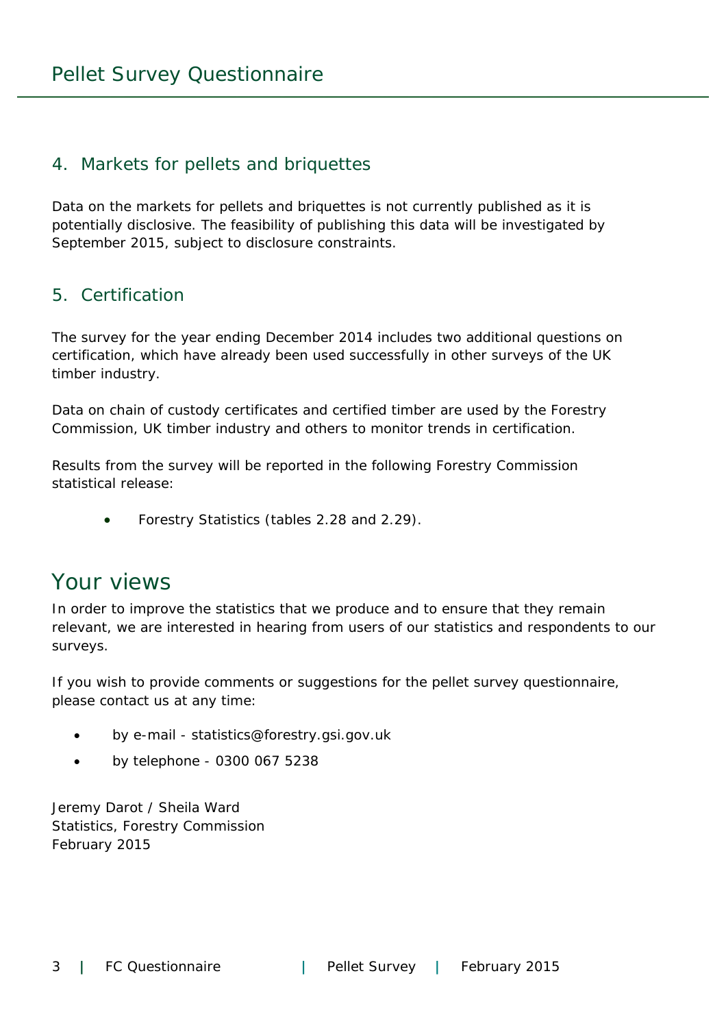# Pellet Survey Questionnaire

## 4. Markets for pellets and briquettes

Data on the markets for pellets and briquettes is not currently published as it is potentially disclosive. The feasibility of publishing this data will be investigated by September 2015, subject to disclosure constraints.

## 5. Certification

The survey for the year ending December 2014 includes two additional questions on certification, which have already been used successfully in other surveys of the UK timber industry.

Data on chain of custody certificates and certified timber are used by the Forestry Commission, UK timber industry and others to monitor trends in certification.

Results from the survey will be reported in the following Forestry Commission statistical release:

- Forestry Statistics (tables 2.28 and 2.29).

# Your views

In order to improve the statistics that we produce and to ensure that they remain relevant, we are interested in hearing from users of our statistics and respondents to our surveys.

If you wish to provide comments or suggestions for the pellet survey questionnaire, please contact us at any time:

- by e-mail - statistics@forestry.gsi.gov.uk
- by telephone - 0300 067 5238

Jeremy Darot / Sheila Ward
Statistics, Forestry Commission
February 2015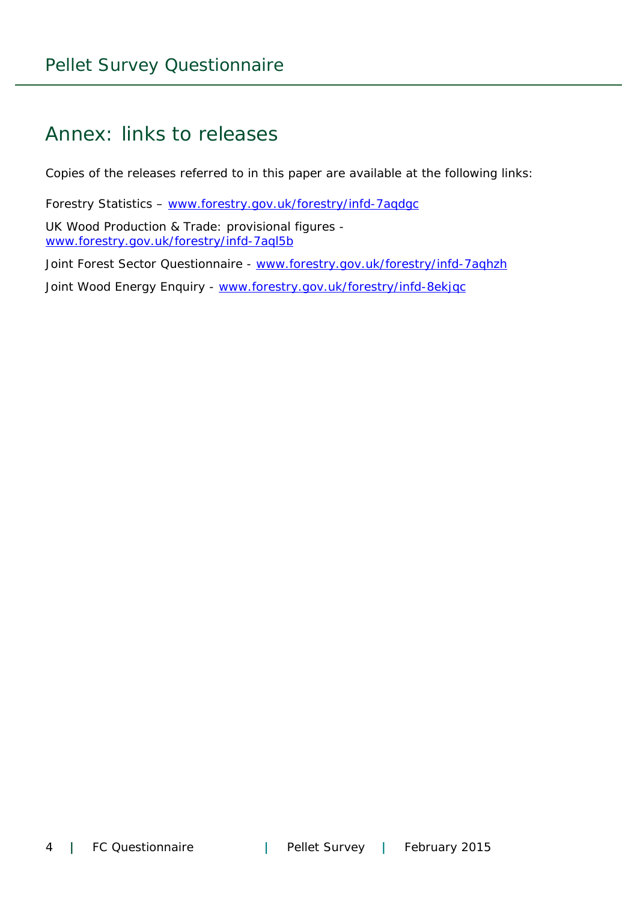## Annex: links to releases

Copies of the releases referred to in this paper are available at the following links:

Forestry Statistics – www.forestry.gov.uk/forestry/infd-7aqdgc

UK Wood Production & Trade: provisional figures - www.forestry.gov.uk/forestry/infd-7aql5b

Joint Forest Sector Questionnaire - www.forestry.gov.uk/forestry/infd-7aqhzh

Joint Wood Energy Enquiry - www.forestry.gov.uk/forestry/infd-8ekjqc